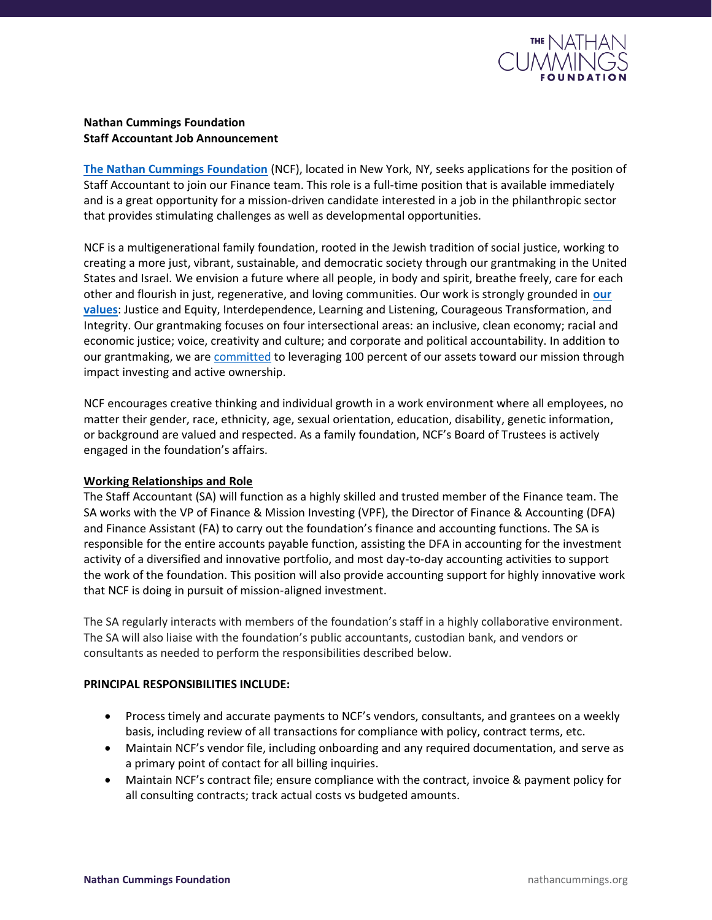**Nathan Cummings Foundation**
**Staff Accountant Job Announcement**

**The Nathan Cummings Foundation** (NCF), located in New York, NY, seeks applications for the position of Staff Accountant to join our Finance team. This role is a full-time position that is available immediately and is a great opportunity for a mission-driven candidate interested in a job in the philanthropic sector that provides stimulating challenges as well as developmental opportunities.

NCF is a multigenerational family foundation, rooted in the Jewish tradition of social justice, working to creating a more just, vibrant, sustainable, and democratic society through our grantmaking in the United States and Israel. We envision a future where all people, in body and spirit, breathe freely, care for each other and flourish in just, regenerative, and loving communities. Our work is strongly grounded in **our values**: Justice and Equity, Interdependence, Learning and Listening, Courageous Transformation, and Integrity. Our grantmaking focuses on four intersectional areas: an inclusive, clean economy; racial and economic justice; voice, creativity and culture; and corporate and political accountability. In addition to our grantmaking, we are committed to leveraging 100 percent of our assets toward our mission through impact investing and active ownership.

NCF encourages creative thinking and individual growth in a work environment where all employees, no matter their gender, race, ethnicity, age, sexual orientation, education, disability, genetic information, or background are valued and respected. As a family foundation, NCF's Board of Trustees is actively engaged in the foundation's affairs.

**Working Relationships and Role**

The Staff Accountant (SA) will function as a highly skilled and trusted member of the Finance team. The SA works with the VP of Finance & Mission Investing (VPF), the Director of Finance & Accounting (DFA) and Finance Assistant (FA) to carry out the foundation's finance and accounting functions. The SA is responsible for the entire accounts payable function, assisting the DFA in accounting for the investment activity of a diversified and innovative portfolio, and most day-to-day accounting activities to support the work of the foundation. This position will also provide accounting support for highly innovative work that NCF is doing in pursuit of mission-aligned investment.

The SA regularly interacts with members of the foundation's staff in a highly collaborative environment. The SA will also liaise with the foundation's public accountants, custodian bank, and vendors or consultants as needed to perform the responsibilities described below.

**PRINCIPAL RESPONSIBILITIES INCLUDE:**

- Process timely and accurate payments to NCF's vendors, consultants, and grantees on a weekly basis, including review of all transactions for compliance with policy, contract terms, etc.
- Maintain NCF's vendor file, including onboarding and any required documentation, and serve as a primary point of contact for all billing inquiries.
- Maintain NCF's contract file; ensure compliance with the contract, invoice & payment policy for all consulting contracts; track actual costs vs budgeted amounts.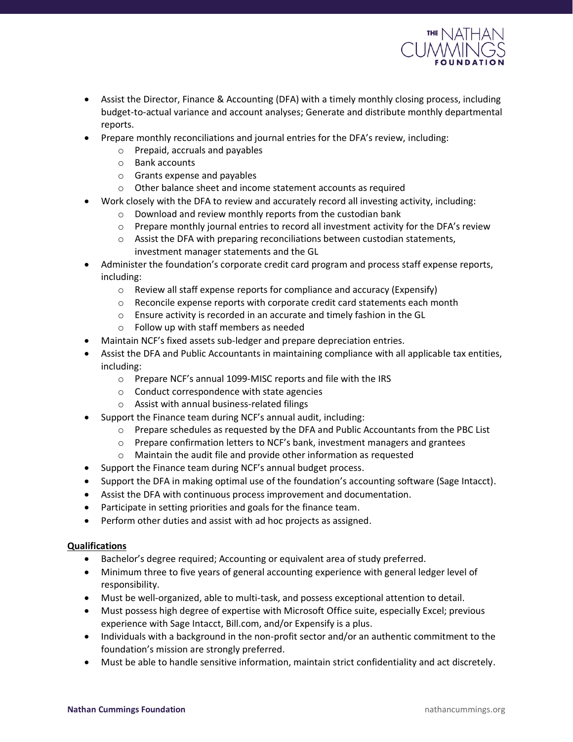- Assist the Director, Finance & Accounting (DFA) with a timely monthly closing process, including budget-to-actual variance and account analyses; Generate and distribute monthly departmental reports.
- Prepare monthly reconciliations and journal entries for the DFA's review, including:
    - Prepaid, accruals and payables
    - Bank accounts
    - Grants expense and payables
    - Other balance sheet and income statement accounts as required
- Work closely with the DFA to review and accurately record all investing activity, including:
    - Download and review monthly reports from the custodian bank
    - Prepare monthly journal entries to record all investment activity for the DFA's review
    - Assist the DFA with preparing reconciliations between custodian statements, investment manager statements and the GL
- Administer the foundation's corporate credit card program and process staff expense reports, including:
    - Review all staff expense reports for compliance and accuracy (Expensify)
    - Reconcile expense reports with corporate credit card statements each month
    - Ensure activity is recorded in an accurate and timely fashion in the GL
    - Follow up with staff members as needed
- Maintain NCF's fixed assets sub-ledger and prepare depreciation entries.
- Assist the DFA and Public Accountants in maintaining compliance with all applicable tax entities, including:
    - Prepare NCF's annual 1099-MISC reports and file with the IRS
    - Conduct correspondence with state agencies
    - Assist with annual business-related filings
- Support the Finance team during NCF's annual audit, including:
    - Prepare schedules as requested by the DFA and Public Accountants from the PBC List
    - Prepare confirmation letters to NCF's bank, investment managers and grantees
    - Maintain the audit file and provide other information as requested
- Support the Finance team during NCF's annual budget process.
- Support the DFA in making optimal use of the foundation's accounting software (Sage Intacct).
- Assist the DFA with continuous process improvement and documentation.
- Participate in setting priorities and goals for the finance team.
- Perform other duties and assist with ad hoc projects as assigned.

**Qualifications**

- Bachelor's degree required; Accounting or equivalent area of study preferred.
- Minimum three to five years of general accounting experience with general ledger level of responsibility.
- Must be well-organized, able to multi-task, and possess exceptional attention to detail.
- Must possess high degree of expertise with Microsoft Office suite, especially Excel; previous experience with Sage Intacct, Bill.com, and/or Expensify is a plus.
- Individuals with a background in the non-profit sector and/or an authentic commitment to the foundation's mission are strongly preferred.
- Must be able to handle sensitive information, maintain strict confidentiality and act discretely.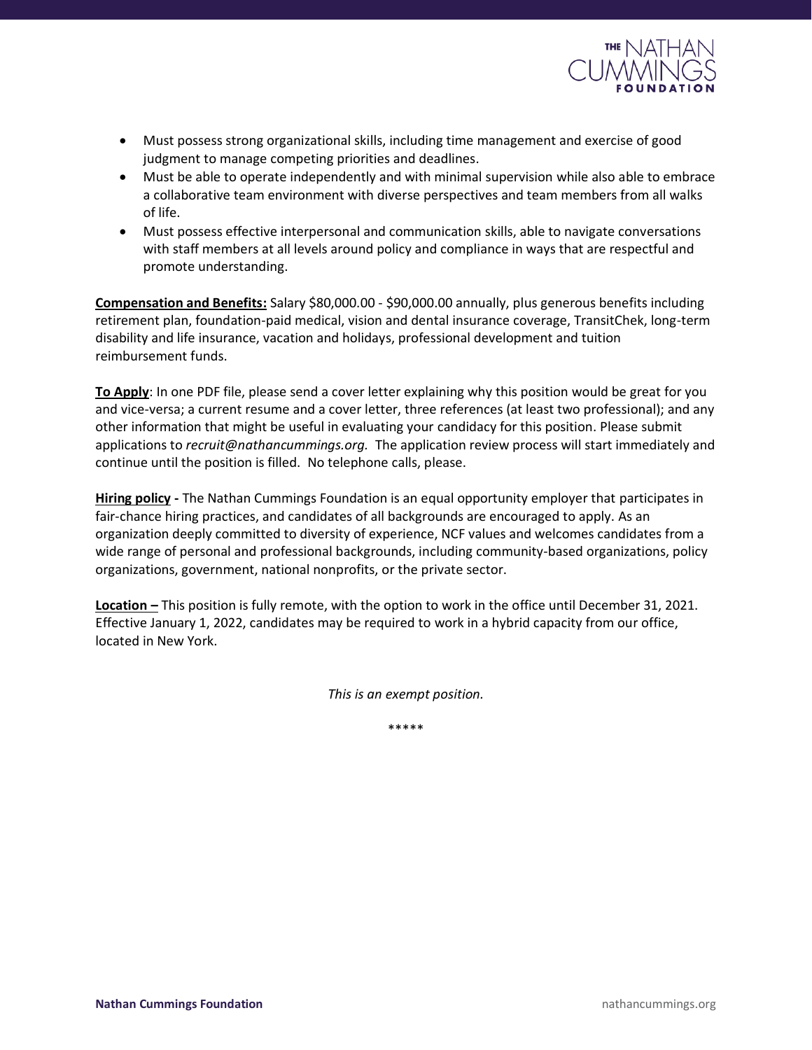- Must possess strong organizational skills, including time management and exercise of good judgment to manage competing priorities and deadlines.
- Must be able to operate independently and with minimal supervision while also able to embrace a collaborative team environment with diverse perspectives and team members from all walks of life.
- Must possess effective interpersonal and communication skills, able to navigate conversations with staff members at all levels around policy and compliance in ways that are respectful and promote understanding.

**Compensation and Benefits:** Salary $80,000.00 - $90,000.00 annually, plus generous benefits including retirement plan, foundation-paid medical, vision and dental insurance coverage, TransitChek, long-term disability and life insurance, vacation and holidays, professional development and tuition reimbursement funds.

**To Apply**: In one PDF file, please send a cover letter explaining why this position would be great for you and vice-versa; a current resume and a cover letter, three references (at least two professional); and any other information that might be useful in evaluating your candidacy for this position. Please submit applications to *recruit@nathancummings.org.* The application review process will start immediately and continue until the position is filled. No telephone calls, please.

**Hiring policy -** The Nathan Cummings Foundation is an equal opportunity employer that participates in fair-chance hiring practices, and candidates of all backgrounds are encouraged to apply. As an organization deeply committed to diversity of experience, NCF values and welcomes candidates from a wide range of personal and professional backgrounds, including community-based organizations, policy organizations, government, national nonprofits, or the private sector.

**Location –** This position is fully remote, with the option to work in the office until December 31, 2021. Effective January 1, 2022, candidates may be required to work in a hybrid capacity from our office, located in New York.

*This is an exempt position.*

*****